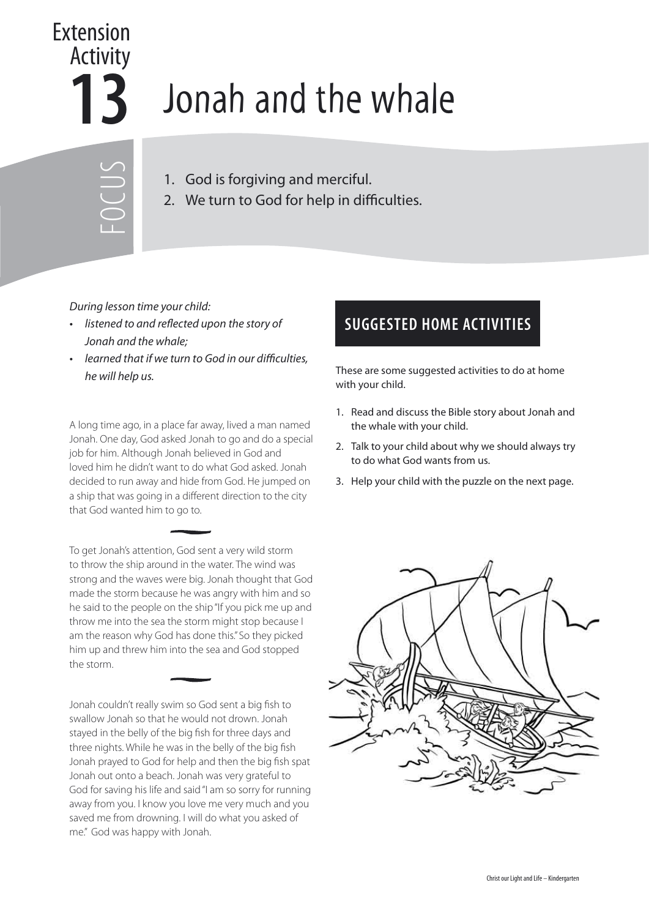# Extension Activity 13

# Jonah and the whale

## FOCUS

1. God is forgiving and merciful.
2. We turn to God for help in difficulties.

*During lesson time your child:*

- *listened to and reflected upon the story of Jonah and the whale;*
- *learned that if we turn to God in our difficulties, he will help us.*

A long time ago, in a place far away, lived a man named Jonah. One day, God asked Jonah to go and do a special job for him. Although Jonah believed in God and loved him he didn't want to do what God asked. Jonah decided to run away and hide from God. He jumped on a ship that was going in a different direction to the city that God wanted him to go to.

To get Jonah's attention, God sent a very wild storm to throw the ship around in the water. The wind was strong and the waves were big. Jonah thought that God made the storm because he was angry with him and so he said to the people on the ship "If you pick me up and throw me into the sea the storm might stop because I am the reason why God has done this." So they picked him up and threw him into the sea and God stopped the storm.

Jonah couldn't really swim so God sent a big fish to swallow Jonah so that he would not drown. Jonah stayed in the belly of the big fish for three days and three nights. While he was in the belly of the big fish Jonah prayed to God for help and then the big fish spat Jonah out onto a beach. Jonah was very grateful to God for saving his life and said "I am so sorry for running away from you. I know you love me very much and you saved me from drowning. I will do what you asked of me." God was happy with Jonah.

## SUGGESTED HOME ACTIVITIES

These are some suggested activities to do at home with your child.

1. Read and discuss the Bible story about Jonah and the whale with your child.
2. Talk to your child about why we should always try to do what God wants from us.
3. Help your child with the puzzle on the next page.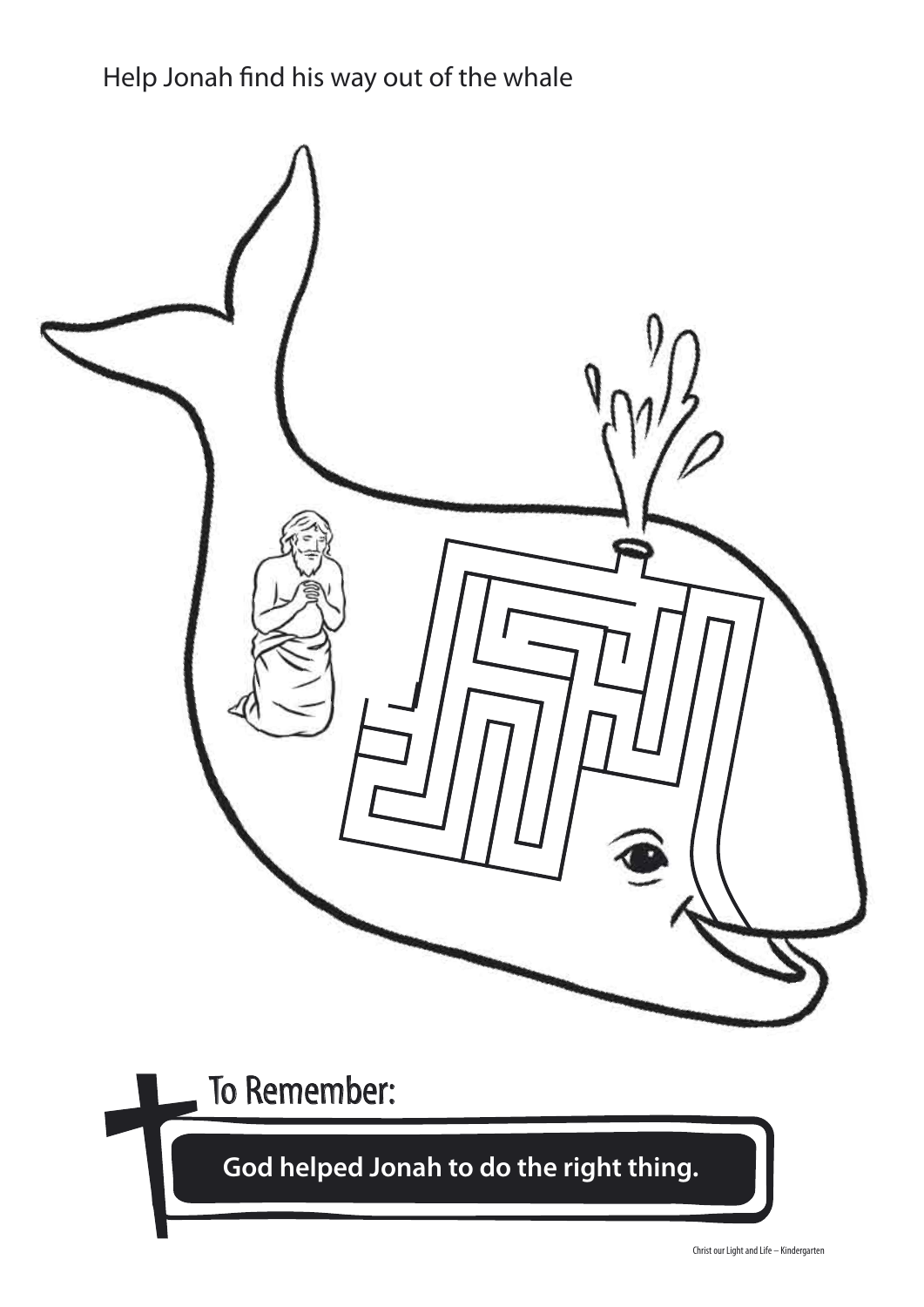Help Jonah find his way out of the whale

## To Remember:

**God helped Jonah to do the right thing.**

Christ our Light and Life – Kindergarten